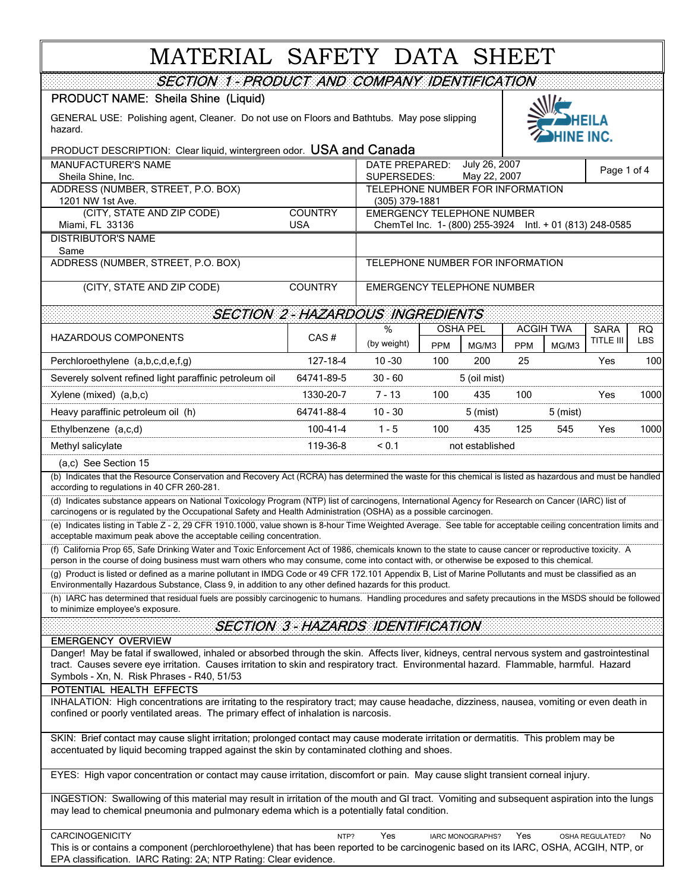# MATERIAL SAFETY DATA SHEET

## SECTION 1 - PRODUCT AND COMPANY IDENTIFICATION

**PRODUCT NAME: Sheila Shine (Liquid)**

GENERAL USE: Polishing agent, Cleaner. Do not use on Floors and Bathtubs. May pose slipping hazard.

PRODUCT DESCRIPTION: Clear liquid, wintergreen odor. **USA and Canada**

| | | | |
|---|---|---|---|
| MANUFACTURER'S NAME<br>Sheila Shine, Inc. | | DATE PREPARED: July 26, 2007<br>SUPERSEDES: May 22, 2007 | Page 1 of 4 |
| ADDRESS (NUMBER, STREET, P.O. BOX)<br>1201 NW 1st Ave. | | TELEPHONE NUMBER FOR INFORMATION<br>(305) 379-1881 | |
| (CITY, STATE AND ZIP CODE)<br>Miami, FL 33136 | COUNTRY<br>USA | EMERGENCY TELEPHONE NUMBER<br>ChemTel Inc. 1- (800) 255-3924 Intl. + 01 (813) 248-0585 | |
| DISTRIBUTOR'S NAME<br>Same | | | |
| ADDRESS (NUMBER, STREET, P.O. BOX) | | TELEPHONE NUMBER FOR INFORMATION | |
| (CITY, STATE AND ZIP CODE) | COUNTRY | EMERGENCY TELEPHONE NUMBER | |

## SECTION 2 - HAZARDOUS INGREDIENTS

| HAZARDOUS COMPONENTS | CAS # | % (by weight) | OSHA PEL | | ACGIH TWA | | SARA TITLE III | RQ LBS |
|---|---|---|---|---|---|---|---|---|
| | | | PPM | MG/M3 | PPM | MG/M3 | | |
| Perchloroethylene (a,b,c,d,e,f,g) | 127-18-4 | 10 -30 | 100 | 200 | 25 | | Yes | 100 |
| Severely solvent refined light paraffinic petroleum oil | 64741-89-5 | 30 - 60 | | 5 (oil mist) | | | | |
| Xylene (mixed) (a,b,c) | 1330-20-7 | 7 - 13 | 100 | 435 | 100 | | Yes | 1000 |
| Heavy paraffinic petroleum oil (h) | 64741-88-4 | 10 - 30 | | 5 (mist) | | 5 (mist) | | |
| Ethylbenzene (a,c,d) | 100-41-4 | 1 - 5 | 100 | 435 | 125 | 545 | Yes | 1000 |
| Methyl salicylate | 119-36-8 | < 0.1 | | not established | | | | |

(a,c) See Section 15

(b) Indicates that the Resource Conservation and Recovery Act (RCRA) has determined the waste for this chemical is listed as hazardous and must be handled according to regulations in 40 CFR 260-281.

(d) Indicates substance appears on National Toxicology Program (NTP) list of carcinogens, International Agency for Research on Cancer (IARC) list of carcinogens or is regulated by the Occupational Safety and Health Administration (OSHA) as a possible carcinogen.

(e) Indicates listing in Table Z - 2, 29 CFR 1910.1000, value shown is 8-hour Time Weighted Average. See table for acceptable ceiling concentration limits and acceptable maximum peak above the acceptable ceiling concentration.

(f) California Prop 65, Safe Drinking Water and Toxic Enforcement Act of 1986, chemicals known to the state to cause cancer or reproductive toxicity. A person in the course of doing business must warn others who may consume, come into contact with, or otherwise be exposed to this chemical.

(g) Product is listed or defined as a marine pollutant in IMDG Code or 49 CFR 172.101 Appendix B, List of Marine Pollutants and must be classified as an Environmentally Hazardous Substance, Class 9, in addition to any other defined hazards for this product.

(h) IARC has determined that residual fuels are possibly carcinogenic to humans. Handling procedures and safety precautions in the MSDS should be followed to minimize employee's exposure.

## SECTION 3 - HAZARDS IDENTIFICATION

### EMERGENCY OVERVIEW

Danger! May be fatal if swallowed, inhaled or absorbed through the skin. Affects liver, kidneys, central nervous system and gastrointestinal tract. Causes severe eye irritation. Causes irritation to skin and respiratory tract. Environmental hazard. Flammable, harmful. Hazard Symbols - Xn, N. Risk Phrases - R40, 51/53

### POTENTIAL HEALTH EFFECTS

INHALATION: High concentrations are irritating to the respiratory tract; may cause headache, dizziness, nausea, vomiting or even death in confined or poorly ventilated areas. The primary effect of inhalation is narcosis.

SKIN: Brief contact may cause slight irritation; prolonged contact may cause moderate irritation or dermatitis. This problem may be accentuated by liquid becoming trapped against the skin by contaminated clothing and shoes.

EYES: High vapor concentration or contact may cause irritation, discomfort or pain. May cause slight transient corneal injury.

INGESTION: Swallowing of this material may result in irritation of the mouth and GI tract. Vomiting and subsequent aspiration into the lungs may lead to chemical pneumonia and pulmonary edema which is a potentially fatal condition.

CARCINOGENICITY — NTP? Yes — IARC MONOGRAPHS? Yes — OSHA REGULATED? No

This is or contains a component (perchloroethylene) that has been reported to be carcinogenic based on its IARC, OSHA, ACGIH, NTP, or EPA classification. IARC Rating: 2A; NTP Rating: Clear evidence.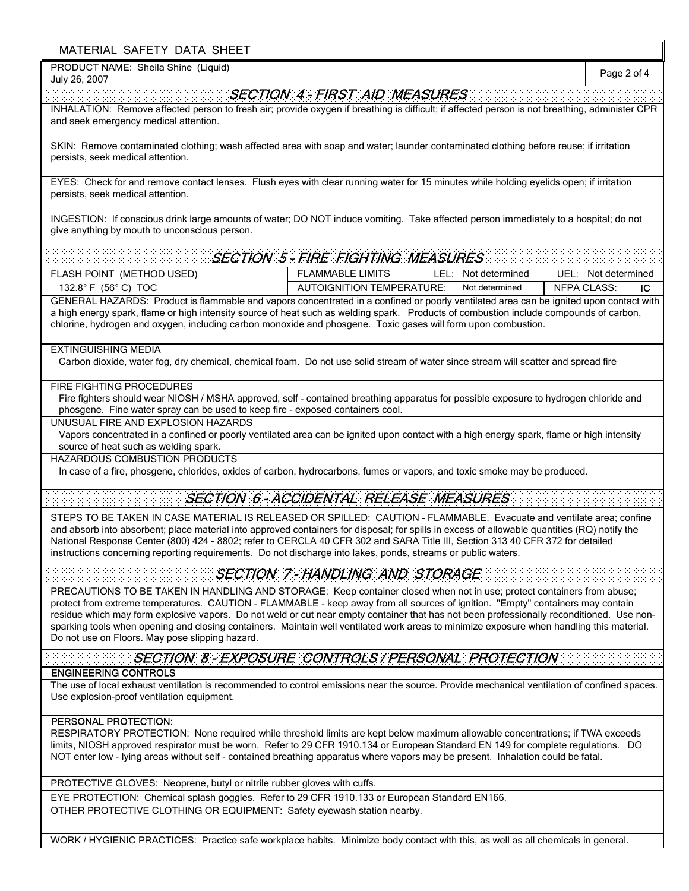MATERIAL SAFETY DATA SHEET

PRODUCT NAME: Sheila Shine (Liquid)
July 26, 2007

## SECTION 4 - FIRST AID MEASURES

INHALATION: Remove affected person to fresh air; provide oxygen if breathing is difficult; if affected person is not breathing, administer CPR and seek emergency medical attention.

SKIN: Remove contaminated clothing; wash affected area with soap and water; launder contaminated clothing before reuse; if irritation persists, seek medical attention.

EYES: Check for and remove contact lenses. Flush eyes with clear running water for 15 minutes while holding eyelids open; if irritation persists, seek medical attention.

INGESTION: If conscious drink large amounts of water; DO NOT induce vomiting. Take affected person immediately to a hospital; do not give anything by mouth to unconscious person.

## SECTION 5 - FIRE FIGHTING MEASURES

| FLASH POINT (METHOD USED) | FLAMMABLE LIMITS | LEL: Not determined | UEL: Not determined |
|---|---|---|---|
| 132.8° F (56° C) TOC | AUTOIGNITION TEMPERATURE: | Not determined | NFPA CLASS: IC |

GENERAL HAZARDS: Product is flammable and vapors concentrated in a confined or poorly ventilated area can be ignited upon contact with a high energy spark, flame or high intensity source of heat such as welding spark. Products of combustion include compounds of carbon, chlorine, hydrogen and oxygen, including carbon monoxide and phosgene. Toxic gases will form upon combustion.

EXTINGUISHING MEDIA
Carbon dioxide, water fog, dry chemical, chemical foam. Do not use solid stream of water since stream will scatter and spread fire

FIRE FIGHTING PROCEDURES
Fire fighters should wear NIOSH / MSHA approved, self - contained breathing apparatus for possible exposure to hydrogen chloride and phosgene. Fine water spray can be used to keep fire - exposed containers cool.

UNUSUAL FIRE AND EXPLOSION HAZARDS
Vapors concentrated in a confined or poorly ventilated area can be ignited upon contact with a high energy spark, flame or high intensity source of heat such as welding spark.

HAZARDOUS COMBUSTION PRODUCTS
In case of a fire, phosgene, chlorides, oxides of carbon, hydrocarbons, fumes or vapors, and toxic smoke may be produced.

## SECTION 6 - ACCIDENTAL RELEASE MEASURES

STEPS TO BE TAKEN IN CASE MATERIAL IS RELEASED OR SPILLED: CAUTION - FLAMMABLE. Evacuate and ventilate area; confine and absorb into absorbent; place material into approved containers for disposal; for spills in excess of allowable quantities (RQ) notify the National Response Center (800) 424 - 8802; refer to CERCLA 40 CFR 302 and SARA Title III, Section 313 40 CFR 372 for detailed instructions concerning reporting requirements. Do not discharge into lakes, ponds, streams or public waters.

## SECTION 7 - HANDLING AND STORAGE

PRECAUTIONS TO BE TAKEN IN HANDLING AND STORAGE: Keep container closed when not in use; protect containers from abuse; protect from extreme temperatures. CAUTION - FLAMMABLE - keep away from all sources of ignition. "Empty" containers may contain residue which may form explosive vapors. Do not weld or cut near empty container that has not been professionally reconditioned. Use non-sparking tools when opening and closing containers. Maintain well ventilated work areas to minimize exposure when handling this material. Do not use on Floors. May pose slipping hazard.

## SECTION 8 - EXPOSURE CONTROLS / PERSONAL PROTECTION

**ENGINEERING CONTROLS**

The use of local exhaust ventilation is recommended to control emissions near the source. Provide mechanical ventilation of confined spaces. Use explosion-proof ventilation equipment.

**PERSONAL PROTECTION:**

RESPIRATORY PROTECTION: None required while threshold limits are kept below maximum allowable concentrations; if TWA exceeds limits, NIOSH approved respirator must be worn. Refer to 29 CFR 1910.134 or European Standard EN 149 for complete regulations. DO NOT enter low - lying areas without self - contained breathing apparatus where vapors may be present. Inhalation could be fatal.

PROTECTIVE GLOVES: Neoprene, butyl or nitrile rubber gloves with cuffs.

EYE PROTECTION: Chemical splash goggles. Refer to 29 CFR 1910.133 or European Standard EN166.

OTHER PROTECTIVE CLOTHING OR EQUIPMENT: Safety eyewash station nearby.

WORK / HYGIENIC PRACTICES: Practice safe workplace habits. Minimize body contact with this, as well as all chemicals in general.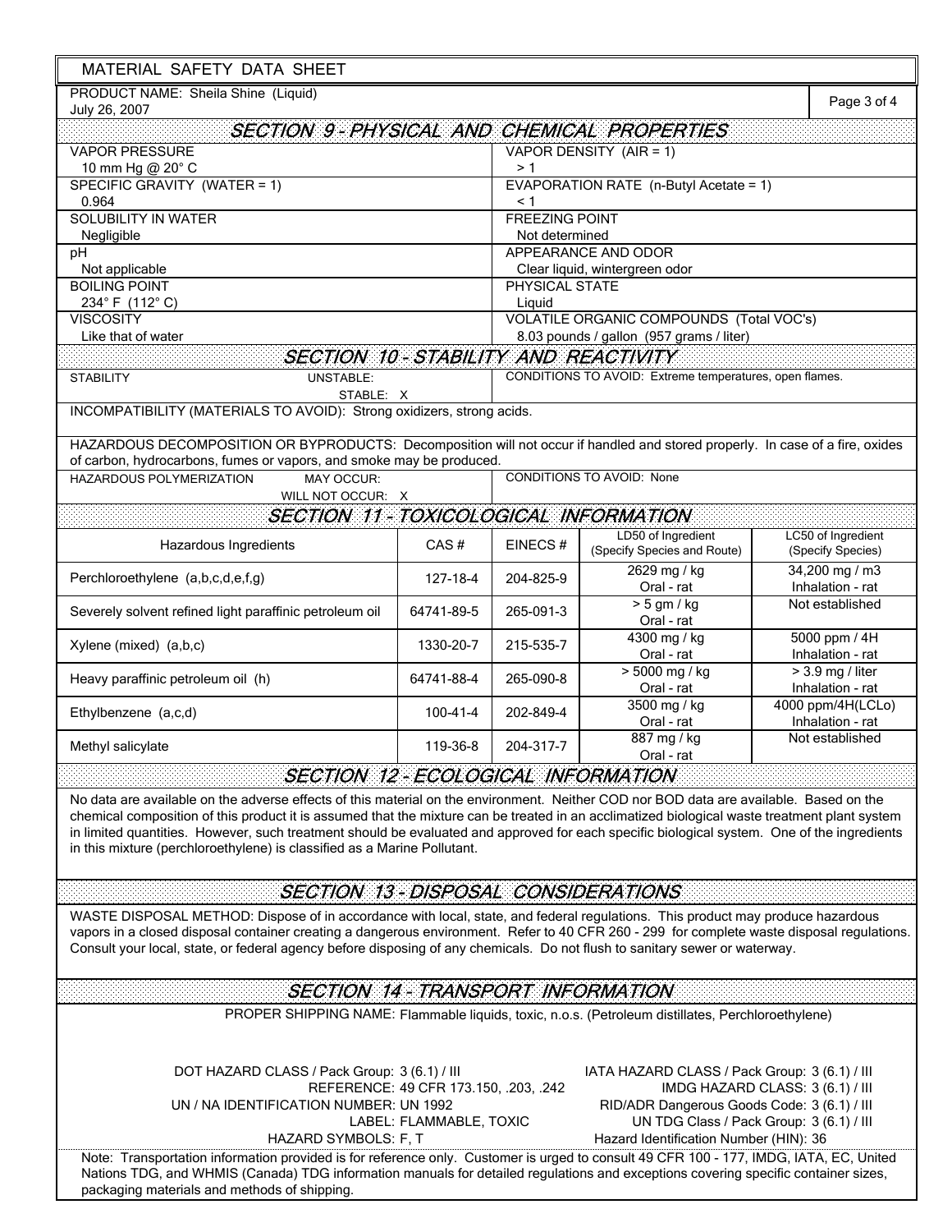MATERIAL SAFETY DATA SHEET

PRODUCT NAME: Sheila Shine (Liquid)
July 26, 2007

## SECTION 9 - PHYSICAL AND CHEMICAL PROPERTIES

| | |
|---|---|
| VAPOR PRESSURE<br>10 mm Hg @ 20° C | VAPOR DENSITY (AIR = 1)<br>> 1 |
| SPECIFIC GRAVITY (WATER = 1)<br>0.964 | EVAPORATION RATE (n-Butyl Acetate = 1)<br>< 1 |
| SOLUBILITY IN WATER<br>Negligible | FREEZING POINT<br>Not determined |
| pH<br>Not applicable | APPEARANCE AND ODOR<br>Clear liquid, wintergreen odor |
| BOILING POINT<br>234° F (112° C) | PHYSICAL STATE<br>Liquid |
| VISCOSITY<br>Like that of water | VOLATILE ORGANIC COMPOUNDS (Total VOC's)<br>8.03 pounds / gallon (957 grams / liter) |

## SECTION 10 - STABILITY AND REACTIVITY

| | |
|---|---|
| STABILITY — UNSTABLE: ___ STABLE: X | CONDITIONS TO AVOID: Extreme temperatures, open flames. |

INCOMPATIBILITY (MATERIALS TO AVOID): Strong oxidizers, strong acids.

HAZARDOUS DECOMPOSITION OR BYPRODUCTS: Decomposition will not occur if handled and stored properly. In case of a fire, oxides of carbon, hydrocarbons, fumes or vapors, and smoke may be produced.

| | |
|---|---|
| HAZARDOUS POLYMERIZATION — MAY OCCUR: ___ WILL NOT OCCUR: X | CONDITIONS TO AVOID: None |

## SECTION 11 - TOXICOLOGICAL INFORMATION

| Hazardous Ingredients | CAS # | EINECS # | LD50 of Ingredient (Specify Species and Route) | LC50 of Ingredient (Specify Species) |
|---|---|---|---|---|
| Perchloroethylene (a,b,c,d,e,f,g) | 127-18-4 | 204-825-9 | 2629 mg / kg Oral - rat | 34,200 mg / m3 Inhalation - rat |
| Severely solvent refined light paraffinic petroleum oil | 64741-89-5 | 265-091-3 | > 5 gm / kg Oral - rat | Not established |
| Xylene (mixed) (a,b,c) | 1330-20-7 | 215-535-7 | 4300 mg / kg Oral - rat | 5000 ppm / 4H Inhalation - rat |
| Heavy paraffinic petroleum oil (h) | 64741-88-4 | 265-090-8 | > 5000 mg / kg Oral - rat | > 3.9 mg / liter Inhalation - rat |
| Ethylbenzene (a,c,d) | 100-41-4 | 202-849-4 | 3500 mg / kg Oral - rat | 4000 ppm/4H(LCLo) Inhalation - rat |
| Methyl salicylate | 119-36-8 | 204-317-7 | 887 mg / kg Oral - rat | Not established |

## SECTION 12 - ECOLOGICAL INFORMATION

No data are available on the adverse effects of this material on the environment. Neither COD nor BOD data are available. Based on the chemical composition of this product it is assumed that the mixture can be treated in an acclimatized biological waste treatment plant system in limited quantities. However, such treatment should be evaluated and approved for each specific biological system. One of the ingredients in this mixture (perchloroethylene) is classified as a Marine Pollutant.

## SECTION 13 - DISPOSAL CONSIDERATIONS

WASTE DISPOSAL METHOD: Dispose of in accordance with local, state, and federal regulations. This product may produce hazardous vapors in a closed disposal container creating a dangerous environment. Refer to 40 CFR 260 - 299 for complete waste disposal regulations. Consult your local, state, or federal agency before disposing of any chemicals. Do not flush to sanitary sewer or waterway.

## SECTION 14 - TRANSPORT INFORMATION

PROPER SHIPPING NAME: Flammable liquids, toxic, n.o.s. (Petroleum distillates, Perchloroethylene)

DOT HAZARD CLASS / Pack Group: 3 (6.1) / III
REFERENCE: 49 CFR 173.150, .203, .242
UN / NA IDENTIFICATION NUMBER: UN 1992
LABEL: FLAMMABLE, TOXIC
HAZARD SYMBOLS: F, T

IATA HAZARD CLASS / Pack Group: 3 (6.1) / III
IMDG HAZARD CLASS: 3 (6.1) / III
RID/ADR Dangerous Goods Code: 3 (6.1) / III
UN TDG Class / Pack Group: 3 (6.1) / III
Hazard Identification Number (HIN): 36

Note: Transportation information provided is for reference only. Customer is urged to consult 49 CFR 100 - 177, IMDG, IATA, EC, United Nations TDG, and WHMIS (Canada) TDG information manuals for detailed regulations and exceptions covering specific container sizes, packaging materials and methods of shipping.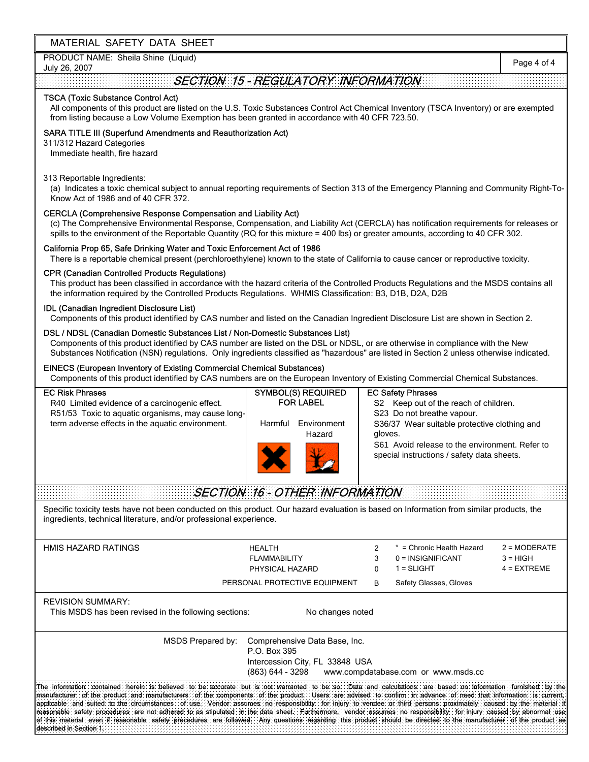MATERIAL SAFETY DATA SHEET

PRODUCT NAME: Sheila Shine (Liquid)
July 26, 2007

## SECTION 15 - REGULATORY INFORMATION

**TSCA (Toxic Substance Control Act)**
All components of this product are listed on the U.S. Toxic Substances Control Act Chemical Inventory (TSCA Inventory) or are exempted from listing because a Low Volume Exemption has been granted in accordance with 40 CFR 723.50.

**SARA TITLE III (Superfund Amendments and Reauthorization Act)**
311/312 Hazard Categories
Immediate health, fire hazard

313 Reportable Ingredients:
(a) Indicates a toxic chemical subject to annual reporting requirements of Section 313 of the Emergency Planning and Community Right-To-Know Act of 1986 and of 40 CFR 372.

**CERCLA (Comprehensive Response Compensation and Liability Act)**
(c) The Comprehensive Environmental Response, Compensation, and Liability Act (CERCLA) has notification requirements for releases or spills to the environment of the Reportable Quantity (RQ for this mixture = 400 lbs) or greater amounts, according to 40 CFR 302.

**California Prop 65, Safe Drinking Water and Toxic Enforcement Act of 1986**
There is a reportable chemical present (perchloroethylene) known to the state of California to cause cancer or reproductive toxicity.

**CPR (Canadian Controlled Products Regulations)**
This product has been classified in accordance with the hazard criteria of the Controlled Products Regulations and the MSDS contains all the information required by the Controlled Products Regulations. WHMIS Classification: B3, D1B, D2A, D2B

**IDL (Canadian Ingredient Disclosure List)**
Components of this product identified by CAS number and listed on the Canadian Ingredient Disclosure List are shown in Section 2.

**DSL / NDSL (Canadian Domestic Substances List / Non-Domestic Substances List)**
Components of this product identified by CAS number are listed on the DSL or NDSL, or are otherwise in compliance with the New Substances Notification (NSN) regulations. Only ingredients classified as "hazardous" are listed in Section 2 unless otherwise indicated.

**EINECS (European Inventory of Existing Commercial Chemical Substances)**
Components of this product identified by CAS numbers are on the European Inventory of Existing Commercial Chemical Substances.

| EC Risk Phrases | SYMBOL(S) REQUIRED FOR LABEL | EC Safety Phrases |
|---|---|---|
| R40 Limited evidence of a carcinogenic effect.<br>R51/53 Toxic to aquatic organisms, may cause long-term adverse effects in the aquatic environment. | Harmful, Environment Hazard | S2 Keep out of the reach of children.<br>S23 Do not breathe vapour.<br>S36/37 Wear suitable protective clothing and gloves.<br>S61 Avoid release to the environment. Refer to special instructions / safety data sheets. |

## SECTION 16 - OTHER INFORMATION

Specific toxicity tests have not been conducted on this product. Our hazard evaluation is based on Information from similar products, the ingredients, technical literature, and/or professional experience.

| HMIS HAZARD RATINGS | | | | |
|---|---|---|---|---|
| | HEALTH | 2 | * = Chronic Health Hazard | 2 = MODERATE |
| | FLAMMABILITY | 3 | 0 = INSIGNIFICANT | 3 = HIGH |
| | PHYSICAL HAZARD | 0 | 1 = SLIGHT | 4 = EXTREME |
| | PERSONAL PROTECTIVE EQUIPMENT | B | Safety Glasses, Gloves | |

REVISION SUMMARY:
This MSDS has been revised in the following sections: No changes noted

MSDS Prepared by: Comprehensive Data Base, Inc.
P.O. Box 395
Intercession City, FL 33848 USA
(863) 644 - 3298 www.compdatabase.com or www.msds.cc

The information contained herein is believed to be accurate but is not warranted to be so. Data and calculations are based on information furnished by the manufacturer of the product and manufacturers of the components of the product. Users are advised to confirm in advance of need that information is current, applicable and suited to the circumstances of use. Vendor assumes no responsibility for injury to vendee or third persons proximately caused by the material if reasonable safety procedures are not adhered to as stipulated in the data sheet. Furthermore, vendor assumes no responsibility for injury caused by abnormal use of this material even if reasonable safety procedures are followed. Any questions regarding this product should be directed to the manufacturer of the product as described in Section 1.